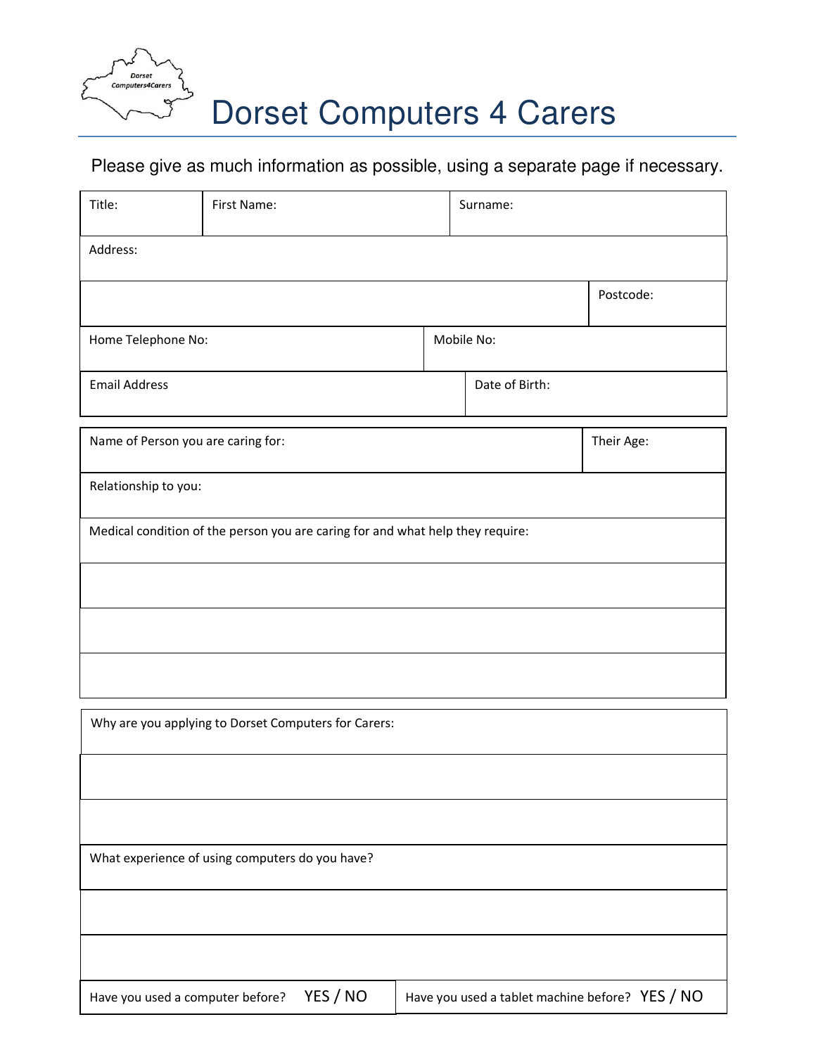# Dorset Computers 4 Carers

Please give as much information as possible, using a separate page if necessary.

| Title: | First Name: | Surname: |
|---|---|---|
| Address: | | |
| | | Postcode: |
| Home Telephone No: | | Mobile No: |
| Email Address | | Date of Birth: |

| Name of Person you are caring for: | Their Age: |
|---|---|
| Relationship to you: | |
| Medical condition of the person you are caring for and what help they require: | |
| | |
| | |
| | |

| Why are you applying to Dorset Computers for Carers: | |
|---|---|
| | |
| | |
| What experience of using computers do you have? | |
| | |
| | |
| Have you used a computer before? YES / NO | Have you used a tablet machine before? YES / NO |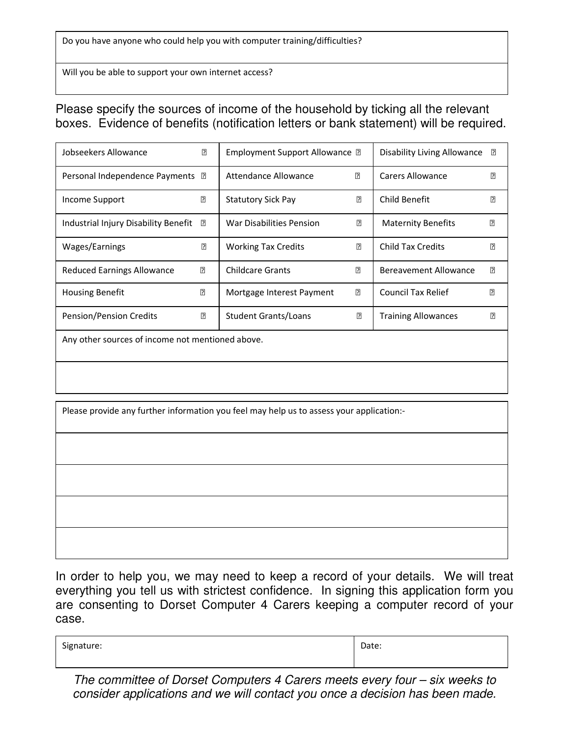| Do you have anyone who could help you with computer training/difficulties? |
|---|
| Will you be able to support your own internet access? |

Please specify the sources of income of the household by ticking all the relevant boxes. Evidence of benefits (notification letters or bank statement) will be required.

| | | |
|---|---|---|
| Jobseekers Allowance ☐ | Employment Support Allowance ☐ | Disability Living Allowance ☐ |
| Personal Independence Payments ☐ | Attendance Allowance ☐ | Carers Allowance ☐ |
| Income Support ☐ | Statutory Sick Pay ☐ | Child Benefit ☐ |
| Industrial Injury Disability Benefit ☐ | War Disabilities Pension ☐ | Maternity Benefits ☐ |
| Wages/Earnings ☐ | Working Tax Credits ☐ | Child Tax Credits ☐ |
| Reduced Earnings Allowance ☐ | Childcare Grants ☐ | Bereavement Allowance ☐ |
| Housing Benefit ☐ | Mortgage Interest Payment ☐ | Council Tax Relief ☐ |
| Pension/Pension Credits ☐ | Student Grants/Loans ☐ | Training Allowances ☐ |
| Any other sources of income not mentioned above. | | |
| | | |

| Please provide any further information you feel may help us to assess your application:- |
|---|
| |
| |
| |
| |

In order to help you, we may need to keep a record of your details. We will treat everything you tell us with strictest confidence. In signing this application form you are consenting to Dorset Computer 4 Carers keeping a computer record of your case.

| Signature: | Date: |
|---|---|

*The committee of Dorset Computers 4 Carers meets every four – six weeks to consider applications and we will contact you once a decision has been made.*